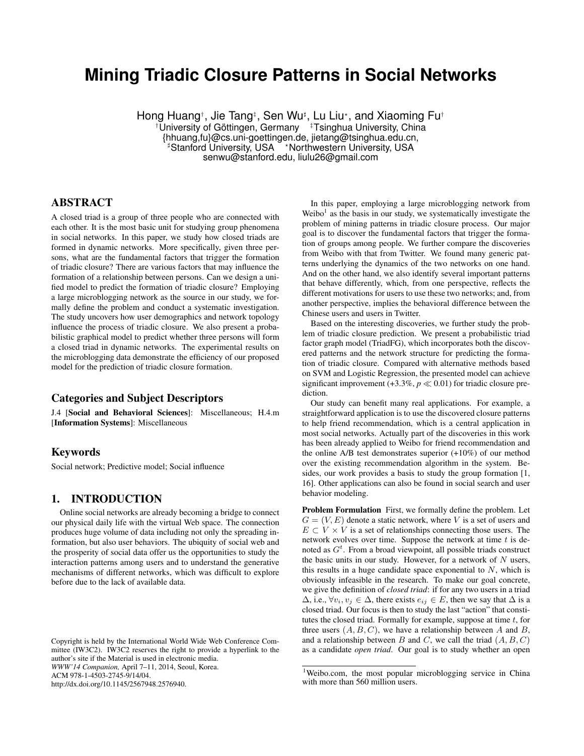# Mining Triadic Closure Patterns in Social Networks

Hong Huang[†], Jie Tang[‡], Sen Wu[♯], Lu Liu[⋆], and Xiaoming Fu[†]

[†]University of Göttingen, Germany [‡]Tsinghua University, China

{hhuang,fu}@cs.uni-goettingen.de, jietang@tsinghua.edu.cn,

[♯]Stanford University, USA [⋆]Northwestern University, USA

senwu@stanford.edu, liulu26@gmail.com

## ABSTRACT

A closed triad is a group of three people who are connected with each other. It is the most basic unit for studying group phenomena in social networks. In this paper, we study how closed triads are formed in dynamic networks. More specifically, given three persons, what are the fundamental factors that trigger the formation of triadic closure? There are various factors that may influence the formation of a relationship between persons. Can we design a unified model to predict the formation of triadic closure? Employing a large microblogging network as the source in our study, we formally define the problem and conduct a systematic investigation. The study uncovers how user demographics and network topology influence the process of triadic closure. We also present a probabilistic graphical model to predict whether three persons will form a closed triad in dynamic networks. The experimental results on the microblogging data demonstrate the efficiency of our proposed model for the prediction of triadic closure formation.

## Categories and Subject Descriptors

J.4 [**Social and Behavioral Sciences**]: Miscellaneous; H.4.m [**Information Systems**]: Miscellaneous

## Keywords

Social network; Predictive model; Social influence

## 1. INTRODUCTION

Online social networks are already becoming a bridge to connect our physical daily life with the virtual Web space. The connection produces huge volume of data including not only the spreading information, but also user behaviors. The ubiquity of social web and the prosperity of social data offer us the opportunities to study the interaction patterns among users and to understand the generative mechanisms of different networks, which was difficult to explore before due to the lack of available data.

Copyright is held by the International World Wide Web Conference Committee (IW3C2). IW3C2 reserves the right to provide a hyperlink to the author's site if the Material is used in electronic media.
*WWW'14 Companion,* April 7–11, 2014, Seoul, Korea.
ACM 978-1-4503-2745-9/14/04.
http://dx.doi.org/10.1145/2567948.2576940.

In this paper, employing a large microblogging network from Weibo[1] as the basis in our study, we systematically investigate the problem of mining patterns in triadic closure process. Our major goal is to discover the fundamental factors that trigger the formation of groups among people. We further compare the discoveries from Weibo with that from Twitter. We found many generic patterns underlying the dynamics of the two networks on one hand. And on the other hand, we also identify several important patterns that behave differently, which, from one perspective, reflects the different motivations for users to use these two networks; and, from another perspective, implies the behavioral difference between the Chinese users and users in Twitter.

Based on the interesting discoveries, we further study the problem of triadic closure prediction. We present a probabilistic triad factor graph model (TriadFG), which incorporates both the discovered patterns and the network structure for predicting the formation of triadic closure. Compared with alternative methods based on SVM and Logistic Regression, the presented model can achieve significant improvement (+3.3%, $p \ll 0.01$) for triadic closure prediction.

Our study can benefit many real applications. For example, a straightforward application is to use the discovered closure patterns to help friend recommendation, which is a central application in most social networks. Actually part of the discoveries in this work has been already applied to Weibo for friend recommendation and the online A/B test demonstrates superior (+10%) of our method over the existing recommendation algorithm in the system. Besides, our work provides a basis to study the group formation [1, 16]. Other applications can also be found in social search and user behavior modeling.

**Problem Formulation** First, we formally define the problem. Let $G = (V, E)$ denote a static network, where $V$ is a set of users and $E \subset V \times V$ is a set of relationships connecting those users. The network evolves over time. Suppose the network at time $t$ is denoted as $G^t$. From a broad viewpoint, all possible triads construct the basic units in our study. However, for a network of $N$ users, this results in a huge candidate space exponential to $N$, which is obviously infeasible in the research. To make our goal concrete, we give the definition of *closed triad*: if for any two users in a triad $\Delta$, i.e., $\forall v_i, v_j \in \Delta$, there exists $e_{ij} \in E$, then we say that $\Delta$ is a closed triad. Our focus is then to study the last "action" that constitutes the closed triad. Formally for example, suppose at time $t$, for three users $(A, B, C)$, we have a relationship between $A$ and $B$, and a relationship between $B$ and $C$, we call the triad $(A, B, C)$ as a candidate *open triad*. Our goal is to study whether an open

[1]Weibo.com, the most popular microblogging service in China with more than 560 million users.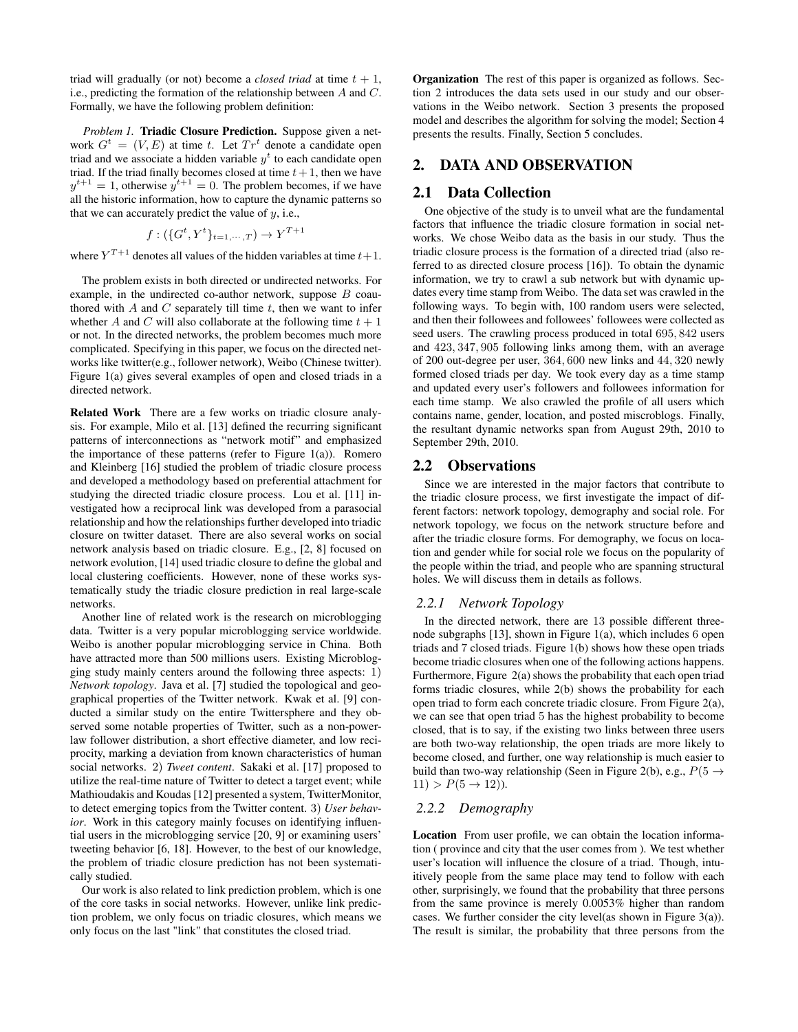triad will gradually (or not) become a *closed triad* at time $t + 1$, i.e., predicting the formation of the relationship between $A$ and $C$. Formally, we have the following problem definition:

*Problem 1.* **Triadic Closure Prediction.** Suppose given a network $G^t = (V, E)$ at time $t$. Let $Tr^t$ denote a candidate open triad and we associate a hidden variable $y^t$ to each candidate open triad. If the triad finally becomes closed at time $t+1$, then we have $y^{t+1} = 1$, otherwise $y^{t+1} = 0$. The problem becomes, if we have all the historic information, how to capture the dynamic patterns so that we can accurately predict the value of $y$, i.e.,

$$f : (\{G^t, Y^t\}_{t=1,\cdots,T}) \rightarrow Y^{T+1}$$

where $Y^{T+1}$ denotes all values of the hidden variables at time $t+1$.

The problem exists in both directed or undirected networks. For example, in the undirected co-author network, suppose $B$ coauthored with $A$ and $C$ separately till time $t$, then we want to infer whether $A$ and $C$ will also collaborate at the following time $t + 1$ or not. In the directed networks, the problem becomes much more complicated. Specifying in this paper, we focus on the directed networks like twitter(e.g., follower network), Weibo (Chinese twitter). Figure 1(a) gives several examples of open and closed triads in a directed network.

**Related Work** There are a few works on triadic closure analysis. For example, Milo et al. [13] defined the recurring significant patterns of interconnections as "network motif" and emphasized the importance of these patterns (refer to Figure 1(a)). Romero and Kleinberg [16] studied the problem of triadic closure process and developed a methodology based on preferential attachment for studying the directed triadic closure process. Lou et al. [11] investigated how a reciprocal link was developed from a parasocial relationship and how the relationships further developed into triadic closure on twitter dataset. There are also several works on social network analysis based on triadic closure. E.g., [2, 8] focused on network evolution, [14] used triadic closure to define the global and local clustering coefficients. However, none of these works systematically study the triadic closure prediction in real large-scale networks.

Another line of related work is the research on microblogging data. Twitter is a very popular microblogging service worldwide. Weibo is another popular microblogging service in China. Both have attracted more than 500 millions users. Existing Microblogging study mainly centers around the following three aspects: 1) *Network topology*. Java et al. [7] studied the topological and geographical properties of the Twitter network. Kwak et al. [9] conducted a similar study on the entire Twittersphere and they observed some notable properties of Twitter, such as a non-power-law follower distribution, a short effective diameter, and low reciprocity, marking a deviation from known characteristics of human social networks. 2) *Tweet content*. Sakaki et al. [17] proposed to utilize the real-time nature of Twitter to detect a target event; while Mathioudakis and Koudas [12] presented a system, TwitterMonitor, to detect emerging topics from the Twitter content. 3) *User behavior*. Work in this category mainly focuses on identifying influential users in the microblogging service [20, 9] or examining users' tweeting behavior [6, 18]. However, to the best of our knowledge, the problem of triadic closure prediction has not been systematically studied.

Our work is also related to link prediction problem, which is one of the core tasks in social networks. However, unlike link prediction problem, we only focus on triadic closures, which means we only focus on the last "link" that constitutes the closed triad.

**Organization** The rest of this paper is organized as follows. Section 2 introduces the data sets used in our study and our observations in the Weibo network. Section 3 presents the proposed model and describes the algorithm for solving the model; Section 4 presents the results. Finally, Section 5 concludes.

## 2. DATA AND OBSERVATION

### 2.1 Data Collection

One objective of the study is to unveil what are the fundamental factors that influence the triadic closure formation in social networks. We chose Weibo data as the basis in our study. Thus the triadic closure process is the formation of a directed triad (also referred to as directed closure process [16]). To obtain the dynamic information, we try to crawl a sub network but with dynamic updates every time stamp from Weibo. The data set was crawled in the following ways. To begin with, 100 random users were selected, and then their followees and followees' followees were collected as seed users. The crawling process produced in total 695,842 users and 423,347,905 following links among them, with an average of 200 out-degree per user, 364,600 new links and 44,320 newly formed closed triads per day. We took every day as a time stamp and updated every user's followers and followees information for each time stamp. We also crawled the profile of all users which contains name, gender, location, and posted miscroblogs. Finally, the resultant dynamic networks span from August 29th, 2010 to September 29th, 2010.

### 2.2 Observations

Since we are interested in the major factors that contribute to the triadic closure process, we first investigate the impact of different factors: network topology, demography and social role. For network topology, we focus on the network structure before and after the triadic closure forms. For demography, we focus on location and gender while for social role we focus on the popularity of the people within the triad, and people who are spanning structural holes. We will discuss them in details as follows.

#### *2.2.1 Network Topology*

In the directed network, there are 13 possible different three-node subgraphs [13], shown in Figure 1(a), which includes 6 open triads and 7 closed triads. Figure 1(b) shows how these open triads become triadic closures when one of the following actions happens. Furthermore, Figure 2(a) shows the probability that each open triad forms triadic closures, while 2(b) shows the probability for each open triad to form each concrete triadic closure. From Figure 2(a), we can see that open triad 5 has the highest probability to become closed, that is to say, if the existing two links between three users are both two-way relationship, the open triads are more likely to become closed, and further, one way relationship is much easier to build than two-way relationship (Seen in Figure 2(b), e.g., $P(5 \rightarrow 11) > P(5 \rightarrow 12)$).

#### *2.2.2 Demography*

**Location** From user profile, we can obtain the location information ( province and city that the user comes from ). We test whether user's location will influence the closure of a triad. Though, intuitively people from the same place may tend to follow with each other, surprisingly, we found that the probability that three persons from the same province is merely 0.0053% higher than random cases. We further consider the city level(as shown in Figure 3(a)). The result is similar, the probability that three persons from the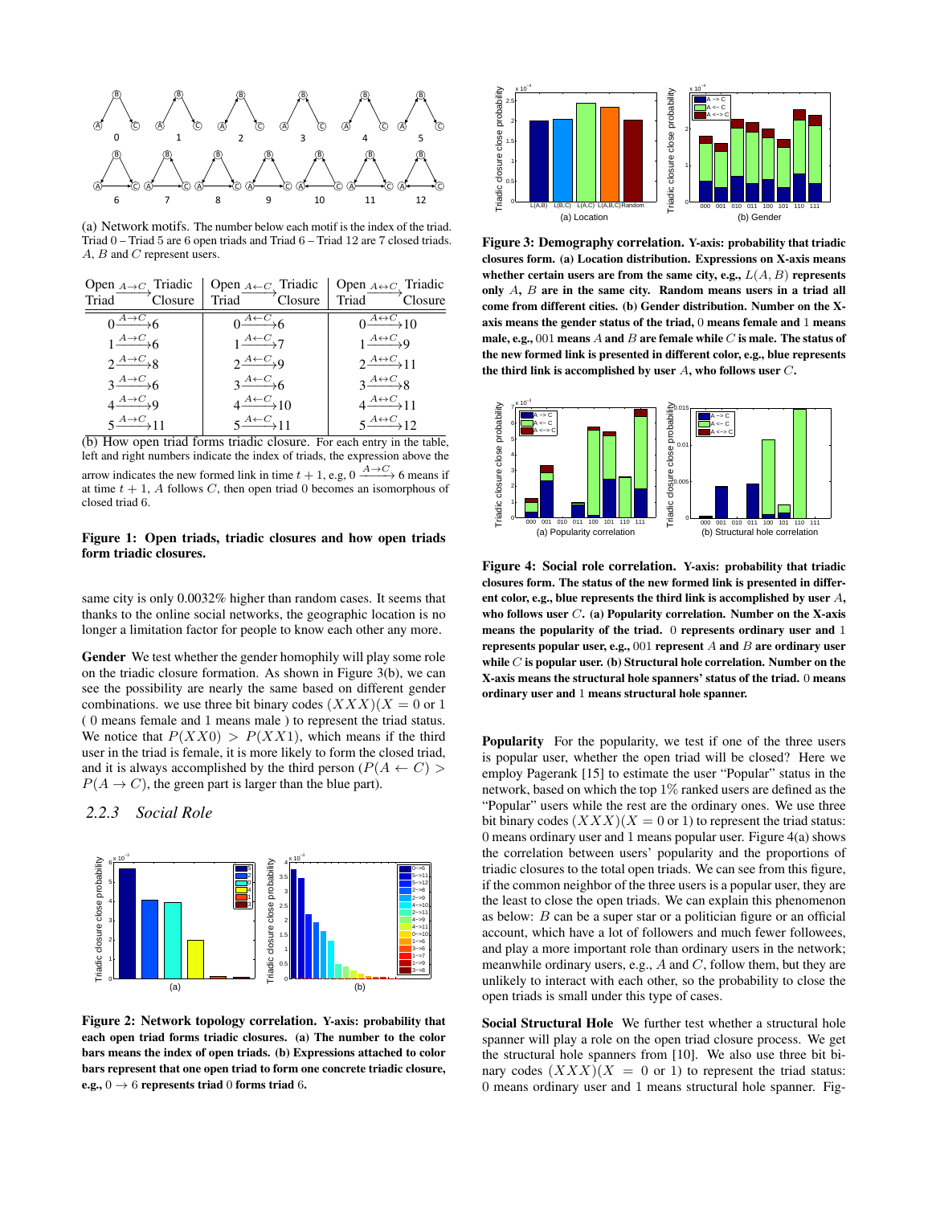(a) Network motifs. The number below each motif is the index of the triad. Triad 0 – Triad 5 are 6 open triads and Triad 6 – Triad 12 are 7 closed triads. $A$, $B$ and $C$ represent users.

| Open Triad $\xrightarrow{A\to C}$ Triadic Closure | Open Triad $\xrightarrow{A\leftarrow C}$ Triadic Closure | Open Triad $\xrightarrow{A\leftrightarrow C}$ Triadic Closure |
|---|---|---|
| $0\xrightarrow{A\to C}6$ | $0\xrightarrow{A\leftarrow C}6$ | $0\xrightarrow{A\leftrightarrow C}10$ |
| $1\xrightarrow{A\to C}6$ | $1\xrightarrow{A\leftarrow C}7$ | $1\xrightarrow{A\leftrightarrow C}9$ |
| $2\xrightarrow{A\to C}8$ | $2\xrightarrow{A\leftarrow C}9$ | $2\xrightarrow{A\leftrightarrow C}11$ |
| $3\xrightarrow{A\to C}6$ | $3\xrightarrow{A\leftarrow C}6$ | $3\xrightarrow{A\leftrightarrow C}8$ |
| $4\xrightarrow{A\to C}9$ | $4\xrightarrow{A\leftarrow C}10$ | $4\xrightarrow{A\leftrightarrow C}11$ |
| $5\xrightarrow{A\to C}11$ | $5\xrightarrow{A\leftarrow C}11$ | $5\xrightarrow{A\leftrightarrow C}12$ |

(b) How open triad forms triadic closure. For each entry in the table, left and right numbers indicate the index of triads, the expression above the arrow indicates the new formed link in time $t+1$, e.g, $0\xrightarrow{A\to C}6$ means if at time $t+1$, $A$ follows $C$, then open triad 0 becomes an isomorphous of closed triad 6.

**Figure 1: Open triads, triadic closures and how open triads form triadic closure.**

same city is only 0.0032% higher than random cases. It seems that thanks to the online social networks, the geographic location is no longer a limitation factor for people to know each other any more.

**Gender** We test whether the gender homophily will play some role on the triadic closure formation. As shown in Figure 3(b), we can see the possibility are nearly the same based on different gender combinations. we use three bit binary codes $(XXX)(X = 0$ or $1$ ( 0 means female and 1 means male ) to represent the triad status. We notice that $P(XX0) > P(XX1)$, which means if the third user in the triad is female, it is more likely to form the closed triad, and it is always accomplished by the third person ($P(A \leftarrow C) > P(A \to C)$, the green part is larger than the blue part).

### 2.2.3 *Social Role*

**Figure 2: Network topology correlation.** Y-axis: probability that each open triad forms triadic closures. (a) The number to the color bars means the index of open triads. (b) Expressions attached to color bars represent that one open triad to form one concrete triadic closure, e.g., $0 \to 6$ represents triad 0 forms triad 6.

**Figure 3: Demography correlation.** Y-axis: probability that triadic closures form. (a) Location distribution. Expressions on X-axis means whether certain users are from the same city, e.g., $L(A, B)$ represents only $A$, $B$ are in the same city. Random means users in a triad all come from different cities. (b) Gender distribution. Number on the X-axis means the gender status of the triad, 0 means female and 1 means male, e.g., 001 means $A$ and $B$ are female while $C$ is male. The status of the new formed link is presented in different color, e.g., blue represents the third link is accomplished by user $A$, who follows user $C$.

**Figure 4: Social role correlation.** Y-axis: probability that triadic closures form. The status of the new formed link is presented in different color, e.g., blue represents the third link is accomplished by user $A$, who follows user $C$. (a) Popularity correlation. Number on the X-axis means the popularity of the triad. 0 represents ordinary user and 1 represents popular user, e.g., 001 represent $A$ and $B$ are ordinary user while $C$ is popular user. (b) Structural hole correlation. Number on the X-axis means the structural hole spanners' status of the triad. 0 means ordinary user and 1 means structural hole spanner.

**Popularity** For the popularity, we test if one of the three users is popular user, whether the open triad will be closed? Here we employ Pagerank [15] to estimate the user "Popular" status in the network, based on which the top 1% ranked users are defined as the "Popular" users while the rest are the ordinary ones. We use three bit binary codes $(XXX)(X = 0$ or $1)$ to represent the triad status: 0 means ordinary user and 1 means popular user. Figure 4(a) shows the correlation between users' popularity and the proportions of triadic closures to the total open triads. We can see from this figure, if the common neighbor of the three users is a popular user, they are the least to close the open triads. We can explain this phenomenon as below: $B$ can be a super star or a politician figure or an official account, which have a lot of followers and much fewer followees, and play a more important role than ordinary users in the network; meanwhile ordinary users, e.g., $A$ and $C$, follow them, but they are unlikely to interact with each other, so the probability to close the open triads is small under this type of cases.

**Social Structural Hole** We further test whether a structural hole spanner will play a role on the open triad closure process. We get the structural hole spanners from [10]. We also use three bit binary codes $(XXX)(X = 0$ or $1)$ to represent the triad status: 0 means ordinary user and 1 means structural hole spanner. Fig-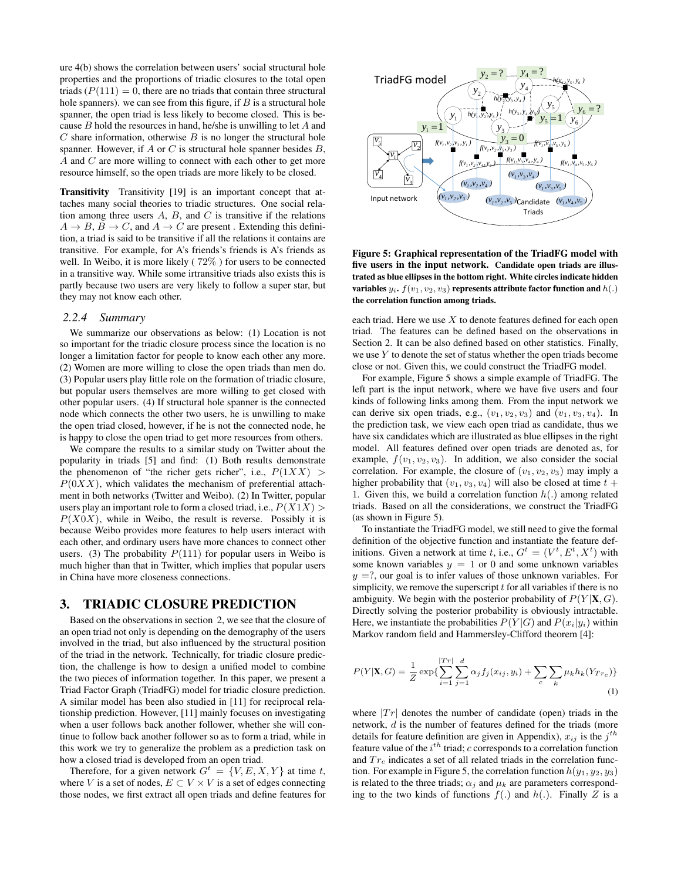ure 4(b) shows the correlation between users' social structural hole properties and the proportions of triadic closures to the total open triads ($P(111) = 0$, there are no triads that contain three structural hole spanners). we can see from this figure, if $B$ is a structural hole spanner, the open triad is less likely to become closed. This is because $B$ hold the resources in hand, he/she is unwilling to let $A$ and $C$ share information, otherwise $B$ is no longer the structural hole spanner. However, if $A$ or $C$ is structural hole spanner besides $B$, $A$ and $C$ are more willing to connect with each other to get more resource himself, so the open triads are more likely to be closed.

**Transitivity** Transitivity [19] is an important concept that attaches many social theories to triadic structures. One social relation among three users $A$, $B$, and $C$ is transitive if the relations $A \to B$, $B \to C$, and $A \to C$ are present . Extending this definition, a triad is said to be transitive if all the relations it contains are transitive. For example, for A's friends's friend is A's friends as well. In Weibo, it is more likely ( 72% ) for users to be connected in a transitive way. While some irrantsitive triads also exists this is partly because two users are very likely to follow a super star, but they may not know each other.

### 2.2.4 Summary

We summarize our observations as below: (1) Location is not so important for the triadic closure process since the location is no longer a limitation factor for people to know each other any more. (2) Women are more willing to close the open triads than men do. (3) Popular users play little role on the formation of triadic closure, but popular users themselves are more willing to get closed with other popular users. (4) If structural hole spanner is the connected node which connects the other two users, he is unwilling to make the open triad closed, however, if he is not the connected node, he is happy to close the open triad to get more resources from others.

We compare the results to a similar study on Twitter about the popularity in triads [5] and find: (1) Both results demonstrate the phenomenon of "the richer gets richer", i.e., $P(1XX) > P(0XX)$, which validates the mechanism of preferential attachment in both networks (Twitter and Weibo). (2) In Twitter, popular users play an important role to form a closed triad, i.e., $P(X1X) > P(X0X)$, while in Weibo, the result is reverse. Possibly it is because Weibo provides more features to help users interact with each other, and ordinary users have more chances to connect other users. (3) The probability $P(111)$ for popular users in Weibo is much higher than that in Twitter, which implies that popular users in China have more closeness connections.

## 3. TRIADIC CLOSURE PREDICTION

Based on the observations in section 2, we see that the closure of an open triad not only is depending on the demography of the users involved in the triad, but also influenced by the structural position of the triad in the network. Technically, for triadic closure prediction, the challenge is how to design a unified model to combine the two pieces of information together. In this paper, we present a Triad Factor Graph (TriadFG) model for triadic closure prediction. A similar model has been also studied in [11] for reciprocal relationship prediction. However, [11] mainly focuses on investigating when a user follows back another follower, whether she will continue to follow back another follower so as to form a triad, while in this work we try to generalize the problem as a prediction task on how a closed triad is developed from an open triad.

Therefore, for a given network $G^t = \{V, E, X, Y\}$ at time $t$, where $V$ is a set of nodes, $E \subset V \times V$ is a set of edges connecting those nodes, we first extract all open triads and define features for each triad. Here we use $X$ to denote features defined for each open triad. The features can be defined based on the observations in Section 2. It can be also defined based on other statistics. Finally, we use $Y$ to denote the set of status whether the open triads become close or not. Given this, we could construct the TriadFG model.

**Figure 5: Graphical representation of the TriadFG model with five users in the input network.** Candidate open triads are illustrated as blue ellipses in the bottom right. White circles indicate hidden variables $y_i$. $f(v_1, v_2, v_3)$ represents attribute factor function and $h(.)$ the correlation function among triads.

For example, Figure 5 shows a simple example of TriadFG. The left part is the input network, where we have five users and four kinds of following links among them. From the input network we can derive six open triads, e.g., $(v_1, v_2, v_3)$ and $(v_1, v_3, v_4)$. In the prediction task, we view each open triad as candidate, thus we have six candidates which are illustrated as blue ellipses in the right model. All features defined over open triads are denoted as, for example, $f(v_1, v_2, v_3)$. In addition, we also consider the social correlation. For example, the closure of $(v_1, v_2, v_3)$ may imply a higher probability that $(v_1, v_3, v_4)$ will also be closed at time $t + 1$. Given this, we build a correlation function $h(.)$ among related triads. Based on all the considerations, we construct the TriadFG (as shown in Figure 5).

To instantiate the TriadFG model, we still need to give the formal definition of the objective function and instantiate the feature definitions. Given a network at time $t$, i.e., $G^t = (V^t, E^t, X^t)$ with some known variables $y = 1$ or $0$ and some unknown variables $y = ?$, our goal is to infer values of those unknown variables. For simplicity, we remove the superscript $t$ for all variables if there is no ambiguity. We begin with the posterior probability of $P(Y|\mathbf{X}, G)$. Directly solving the posterior probability is obviously intractable. Here, we instantiate the probabilities $P(Y|G)$ and $P(x_i|y_i)$ within Markov random field and Hammersley-Clifford theorem [4]:

$$P(Y|\mathbf{X}, G) = \frac{1}{Z}\exp\{\sum_{i=1}^{|Tr|}\sum_{j=1}^{d}\alpha_j f_j(x_{ij}, y_i) + \sum_{c}\sum_{k}\mu_k h_k(Y_{Tr_c})\} \tag{1}$$

where $|Tr|$ denotes the number of candidate (open) triads in the network, $d$ is the number of features defined for the triads (more details for feature definition are given in Appendix), $x_{ij}$ is the $j^{th}$ feature value of the $i^{th}$ triad; $c$ corresponds to a correlation function and $Tr_c$ indicates a set of all related triads in the correlation function. For example in Figure 5, the correlation function $h(y_1, y_2, y_3)$ is related to the three triads; $\alpha_j$ and $\mu_k$ are parameters corresponding to the two kinds of functions $f(.)$ and $h(.)$. Finally $Z$ is a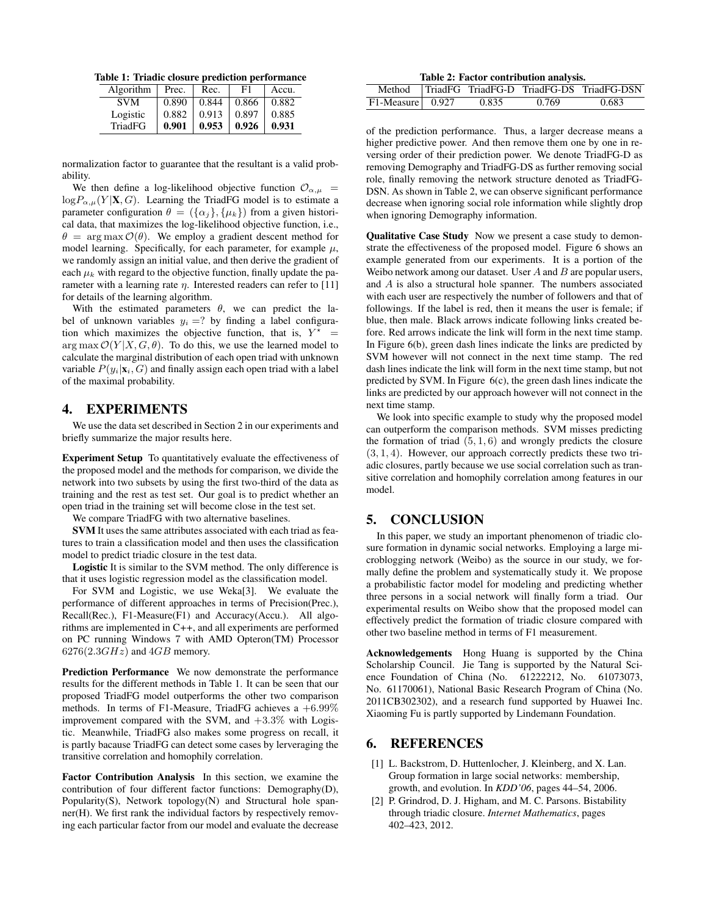**Table 1: Triadic closure prediction performance**

| Algorithm | Prec. | Rec. | F1 | Accu. |
|---|---|---|---|---|
| SVM | 0.890 | 0.844 | 0.866 | 0.882 |
| Logistic | 0.882 | 0.913 | 0.897 | 0.885 |
| TriadFG | **0.901** | **0.953** | **0.926** | **0.931** |

normalization factor to guarantee that the resultant is a valid probability.

We then define a log-likelihood objective function $\mathcal{O}_{\alpha,\mu} = \log P_{\alpha,\mu}(Y|\mathbf{X}, G)$. Learning the TriadFG model is to estimate a parameter configuration $\theta = (\{\alpha_j\}, \{\mu_k\})$ from a given historical data, that maximizes the log-likelihood objective function, i.e., $\theta = \arg\max \mathcal{O}(\theta)$. We employ a gradient descent method for model learning. Specifically, for each parameter, for example $\mu$, we randomly assign an initial value, and then derive the gradient of each $\mu_k$ with regard to the objective function, finally update the parameter with a learning rate $\eta$. Interested readers can refer to [11] for details of the learning algorithm.

With the estimated parameters $\theta$, we can predict the label of unknown variables $y_i =?$ by finding a label configuration which maximizes the objective function, that is, $Y^\star = \arg\max \mathcal{O}(Y|X, G, \theta)$. To do this, we use the learned model to calculate the marginal distribution of each open triad with unknown variable $P(y_i|\mathbf{x}_i, G)$ and finally assign each open triad with a label of the maximal probability.

## 4. EXPERIMENTS

We use the data set described in Section 2 in our experiments and briefly summarize the major results here.

**Experiment Setup** To quantitatively evaluate the effectiveness of the proposed model and the methods for comparison, we divide the network into two subsets by using the first two-third of the data as training and the rest as test set. Our goal is to predict whether an open triad in the training set will become close in the test set.

We compare TriadFG with two alternative baselines.

**SVM** It uses the same attributes associated with each triad as features to train a classification model and then uses the classification model to predict triadic closure in the test data.

**Logistic** It is similar to the SVM method. The only difference is that it uses logistic regression model as the classification model.

For SVM and Logistic, we use Weka[3]. We evaluate the performance of different approaches in terms of Precision(Prec.), Recall(Rec.), F1-Measure(F1) and Accuracy(Accu.). All algorithms are implemented in C++, and all experiments are performed on PC running Windows 7 with AMD Opteron(TM) Processor $6276(2.3GHz)$ and $4GB$ memory.

**Prediction Performance** We now demonstrate the performance results for the different methods in Table 1. It can be seen that our proposed TriadFG model outperforms the other two comparison methods. In terms of F1-Measure, TriadFG achieves a $+6.99\%$ improvement compared with the SVM, and $+3.3\%$ with Logistic. Meanwhile, TriadFG also makes some progress on recall, it is partly bacause TriadFG can detect some cases by lerveraging the transitive correlation and homophily correlation.

**Factor Contribution Analysis** In this section, we examine the contribution of four different factor functions: Demography(D), Popularity(S), Network topology(N) and Structural hole spanner(H). We first rank the individual factors by respectively removing each particular factor from our model and evaluate the decrease of the prediction performance. Thus, a larger decrease means a higher predictive power. And then remove them one by one in reversing order of their prediction power. We denote TriadFG-D as removing Demography and TriadFG-DS as further removing social role, finally removing the network structure denoted as TriadFG-DSN. As shown in Table 2, we can observe significant performance decrease when ignoring social role information while slightly drop when ignoring Demography information.

**Table 2: Factor contribution analysis.**

| Method | TriadFG | TriadFG-D | TriadFG-DS | TriadFG-DSN |
|---|---|---|---|---|
| F1-Measure | 0.927 | 0.835 | 0.769 | 0.683 |

**Qualitative Case Study** Now we present a case study to demonstrate the effectiveness of the proposed model. Figure 6 shows an example generated from our experiments. It is a portion of the Weibo network among our dataset. User $A$ and $B$ are popular users, and $A$ is also a structural hole spanner. The numbers associated with each user are respectively the number of followers and that of followings. If the label is red, then it means the user is female; if blue, then male. Black arrows indicate following links created before. Red arrows indicate the link will form in the next time stamp. In Figure 6(b), green dash lines indicate the links are predicted by SVM however will not connect in the next time stamp. The red dash lines indicate the link will form in the next time stamp, but not predicted by SVM. In Figure 6(c), the green dash lines indicate the links are predicted by our approach however will not connect in the next time stamp.

We look into specific example to study why the proposed model can outperform the comparison methods. SVM misses predicting the formation of triad $(5, 1, 6)$ and wrongly predicts the closure $(3, 1, 4)$. However, our approach correctly predicts these two triadic closures, partly because we use social correlation such as transitive correlation and homophily correlation among features in our model.

## 5. CONCLUSION

In this paper, we study an important phenomenon of triadic closure formation in dynamic social networks. Employing a large microblogging network (Weibo) as the source in our study, we formally define the problem and systematically study it. We propose a probabilistic factor model for modeling and predicting whether three persons in a social network will finally form a triad. Our experimental results on Weibo show that the proposed model can effectively predict the formation of triadic closure compared with other two baseline method in terms of F1 measurement.

**Acknowledgements** Hong Huang is supported by the China Scholarship Council. Jie Tang is supported by the Natural Science Foundation of China (No. 61222212, No. 61073073, No. 61170061), National Basic Research Program of China (No. 2011CB302302), and a research fund supported by Huawei Inc. Xiaoming Fu is partly supported by Lindemann Foundation.

## 6. REFERENCES

[1] L. Backstrom, D. Huttenlocher, J. Kleinberg, and X. Lan. Group formation in large social networks: membership, growth, and evolution. In *KDD'06*, pages 44–54, 2006.

[2] P. Grindrod, D. J. Higham, and M. C. Parsons. Bistability through triadic closure. *Internet Mathematics*, pages 402–423, 2012.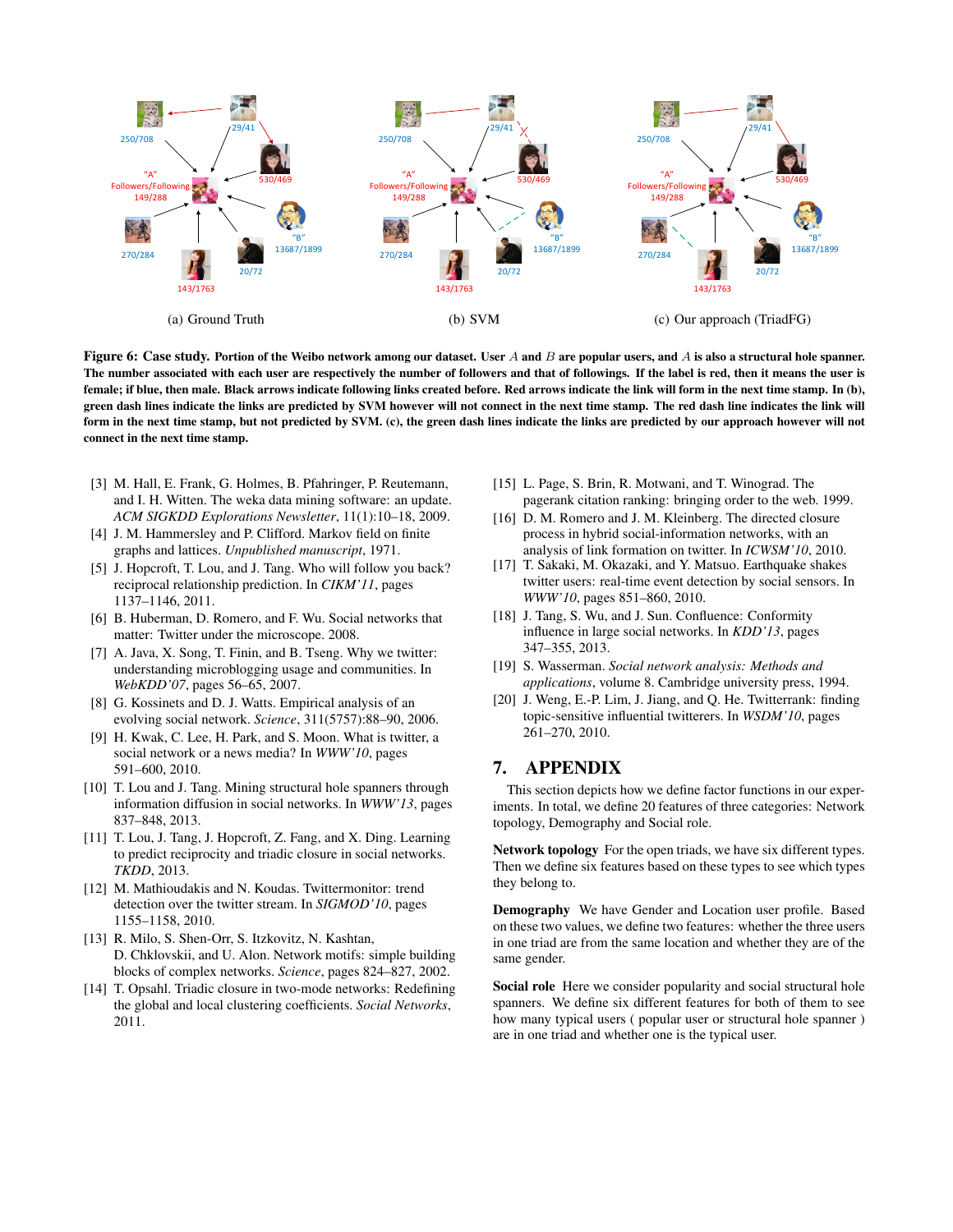"A"
Followers/Following
149/288

250/708

29/41

530/469

"B"
13687/1899

270/284

143/1763

20/72

(a) Ground Truth

"A"
Followers/Following
149/288

250/708

29/41

530/469

"B"
13687/1899

270/284

143/1763

20/72

(b) SVM

"A"
Followers/Following
149/288

250/708

29/41

530/469

"B"
13687/1899

270/284

143/1763

20/72

(c) Our approach (TriadFG)

**Figure 6: Case study. Portion of the Weibo network among our dataset. User $A$ and $B$ are popular users, and $A$ is also a structural hole spanner. The number associated with each user are respectively the number of followers and that of followings. If the label is red, then it means the user is female; if blue, then male. Black arrows indicate following links created before. Red arrows indicate the link will form in the next time stamp. In (b), green dash lines indicate the links are predicted by SVM however will not connect in the next time stamp. The red dash line indicates the link will form in the next time stamp, but not predicted by SVM. (c), the green dash lines indicate the links are predicted by our approach however will not connect in the next time stamp.**

[3] M. Hall, E. Frank, G. Holmes, B. Pfahringer, P. Reutemann, and I. H. Witten. The weka data mining software: an update. *ACM SIGKDD Explorations Newsletter*, 11(1):10–18, 2009.

[4] J. M. Hammersley and P. Clifford. Markov field on finite graphs and lattices. *Unpublished manuscript*, 1971.

[5] J. Hopcroft, T. Lou, and J. Tang. Who will follow you back? reciprocal relationship prediction. In *CIKM'11*, pages 1137–1146, 2011.

[6] B. Huberman, D. Romero, and F. Wu. Social networks that matter: Twitter under the microscope. 2008.

[7] A. Java, X. Song, T. Finin, and B. Tseng. Why we twitter: understanding microblogging usage and communities. In *WebKDD'07*, pages 56–65, 2007.

[8] G. Kossinets and D. J. Watts. Empirical analysis of an evolving social network. *Science*, 311(5757):88–90, 2006.

[9] H. Kwak, C. Lee, H. Park, and S. Moon. What is twitter, a social network or a news media? In *WWW'10*, pages 591–600, 2010.

[10] T. Lou and J. Tang. Mining structural hole spanners through information diffusion in social networks. In *WWW'13*, pages 837–848, 2013.

[11] T. Lou, J. Tang, J. Hopcroft, Z. Fang, and X. Ding. Learning to predict reciprocity and triadic closure in social networks. *TKDD*, 2013.

[12] M. Mathioudakis and N. Koudas. Twittermonitor: trend detection over the twitter stream. In *SIGMOD'10*, pages 1155–1158, 2010.

[13] R. Milo, S. Shen-Orr, S. Itzkovitz, N. Kashtan, D. Chklovskii, and U. Alon. Network motifs: simple building blocks of complex networks. *Science*, pages 824–827, 2002.

[14] T. Opsahl. Triadic closure in two-mode networks: Redefining the global and local clustering coefficients. *Social Networks*, 2011.

[15] L. Page, S. Brin, R. Motwani, and T. Winograd. The pagerank citation ranking: bringing order to the web. 1999.

[16] D. M. Romero and J. M. Kleinberg. The directed closure process in hybrid social-information networks, with an analysis of link formation on twitter. In *ICWSM'10*, 2010.

[17] T. Sakaki, M. Okazaki, and Y. Matsuo. Earthquake shakes twitter users: real-time event detection by social sensors. In *WWW'10*, pages 851–860, 2010.

[18] J. Tang, S. Wu, and J. Sun. Confluence: Conformity influence in large social networks. In *KDD'13*, pages 347–355, 2013.

[19] S. Wasserman. *Social network analysis: Methods and applications*, volume 8. Cambridge university press, 1994.

[20] J. Weng, E.-P. Lim, J. Jiang, and Q. He. Twitterrank: finding topic-sensitive influential twitterers. In *WSDM'10*, pages 261–270, 2010.

## 7. APPENDIX

This section depicts how we define factor functions in our experiments. In total, we define 20 features of three categories: Network topology, Demography and Social role.

**Network topology** For the open triads, we have six different types. Then we define six features based on these types to see which types they belong to.

**Demography** We have Gender and Location user profile. Based on these two values, we define two features: whether the three users in one triad are from the same location and whether they are of the same gender.

**Social role** Here we consider popularity and social structural hole spanners. We define six different features for both of them to see how many typical users ( popular user or structural hole spanner ) are in one triad and whether one is the typical user.